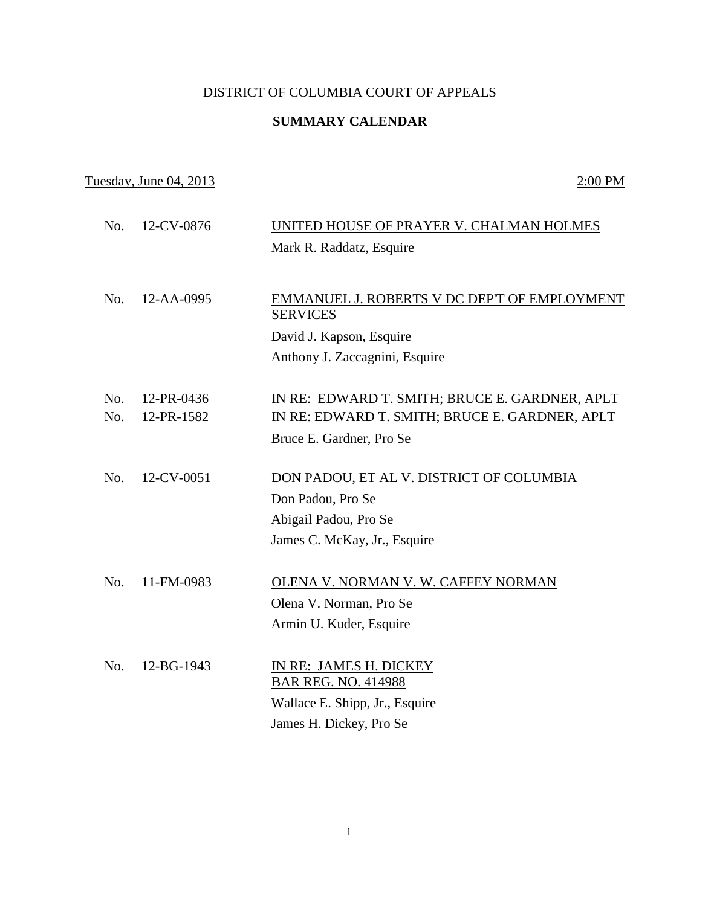# DISTRICT OF COLUMBIA COURT OF APPEALS

## SUMMARY CALENDAR

Tuesday, June 04, 2013 — 2:00 PM

| No. | Case Number | Case |
|---|---|---|
| No. | 12-CV-0876 | UNITED HOUSE OF PRAYER V. CHALMAN HOLMES<br>Mark R. Raddatz, Esquire |
| No. | 12-AA-0995 | EMMANUEL J. ROBERTS V DC DEP'T OF EMPLOYMENT SERVICES<br>David J. Kapson, Esquire<br>Anthony J. Zaccagnini, Esquire |
| No. | 12-PR-0436 | IN RE: EDWARD T. SMITH; BRUCE E. GARDNER, APLT |
| No. | 12-PR-1582 | IN RE: EDWARD T. SMITH; BRUCE E. GARDNER, APLT<br>Bruce E. Gardner, Pro Se |
| No. | 12-CV-0051 | DON PADOU, ET AL V. DISTRICT OF COLUMBIA<br>Don Padou, Pro Se<br>Abigail Padou, Pro Se<br>James C. McKay, Jr., Esquire |
| No. | 11-FM-0983 | OLENA V. NORMAN V. W. CAFFEY NORMAN<br>Olena V. Norman, Pro Se<br>Armin U. Kuder, Esquire |
| No. | 12-BG-1943 | IN RE: JAMES H. DICKEY<br>BAR REG. NO. 414988<br>Wallace E. Shipp, Jr., Esquire<br>James H. Dickey, Pro Se |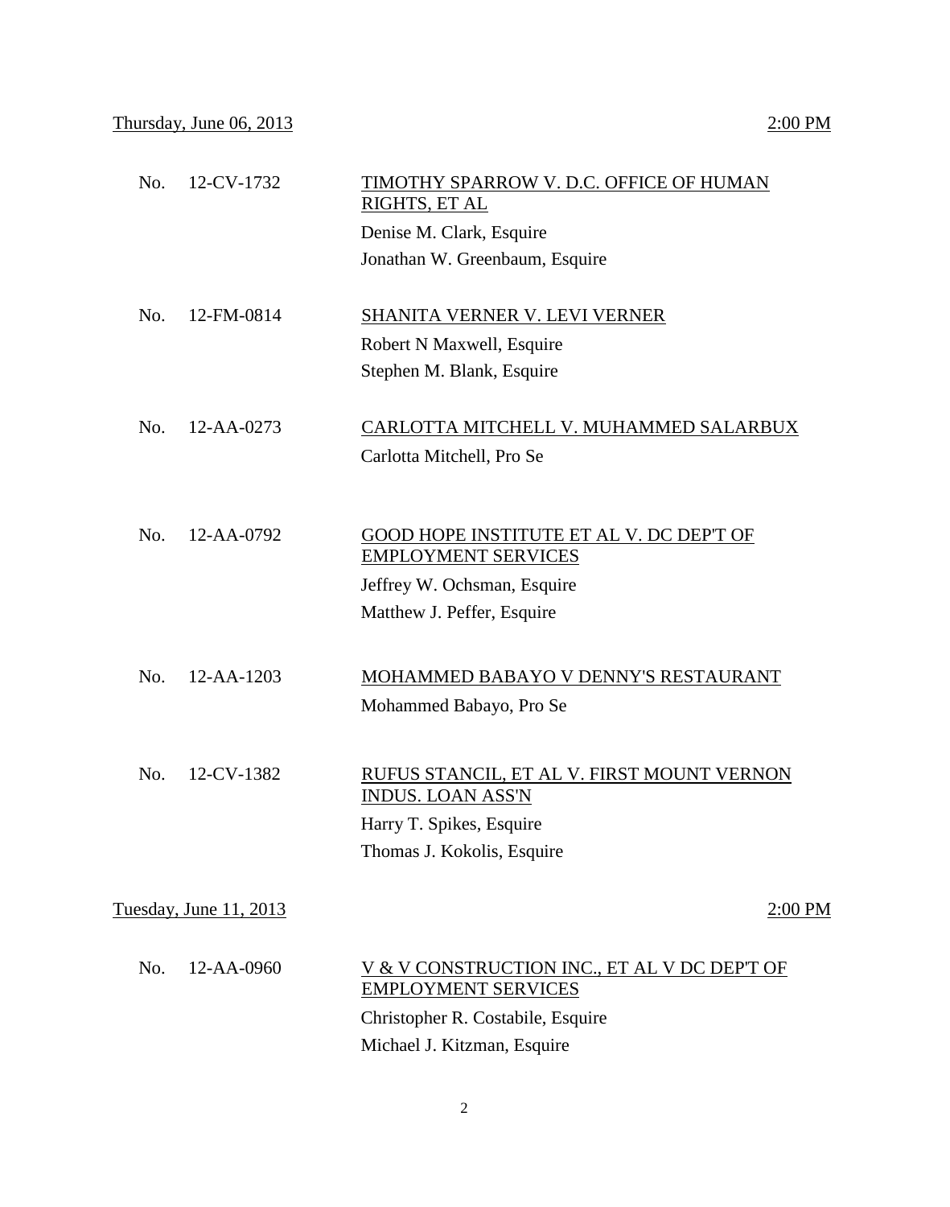Thursday, June 06, 2013 2:00 PM

No. 12-CV-1732 TIMOTHY SPARROW V. D.C. OFFICE OF HUMAN RIGHTS, ET AL

Denise M. Clark, Esquire
Jonathan W. Greenbaum, Esquire

No. 12-FM-0814 SHANITA VERNER V. LEVI VERNER

Robert N Maxwell, Esquire
Stephen M. Blank, Esquire

No. 12-AA-0273 CARLOTTA MITCHELL V. MUHAMMED SALARBUX

Carlotta Mitchell, Pro Se

No. 12-AA-0792 GOOD HOPE INSTITUTE ET AL V. DC DEP'T OF EMPLOYMENT SERVICES

Jeffrey W. Ochsman, Esquire
Matthew J. Peffer, Esquire

No. 12-AA-1203 MOHAMMED BABAYO V DENNY'S RESTAURANT

Mohammed Babayo, Pro Se

No. 12-CV-1382 RUFUS STANCIL, ET AL V. FIRST MOUNT VERNON INDUS. LOAN ASS'N

Harry T. Spikes, Esquire
Thomas J. Kokolis, Esquire

Tuesday, June 11, 2013 2:00 PM

No. 12-AA-0960 V & V CONSTRUCTION INC., ET AL V DC DEP'T OF EMPLOYMENT SERVICES

Christopher R. Costabile, Esquire
Michael J. Kitzman, Esquire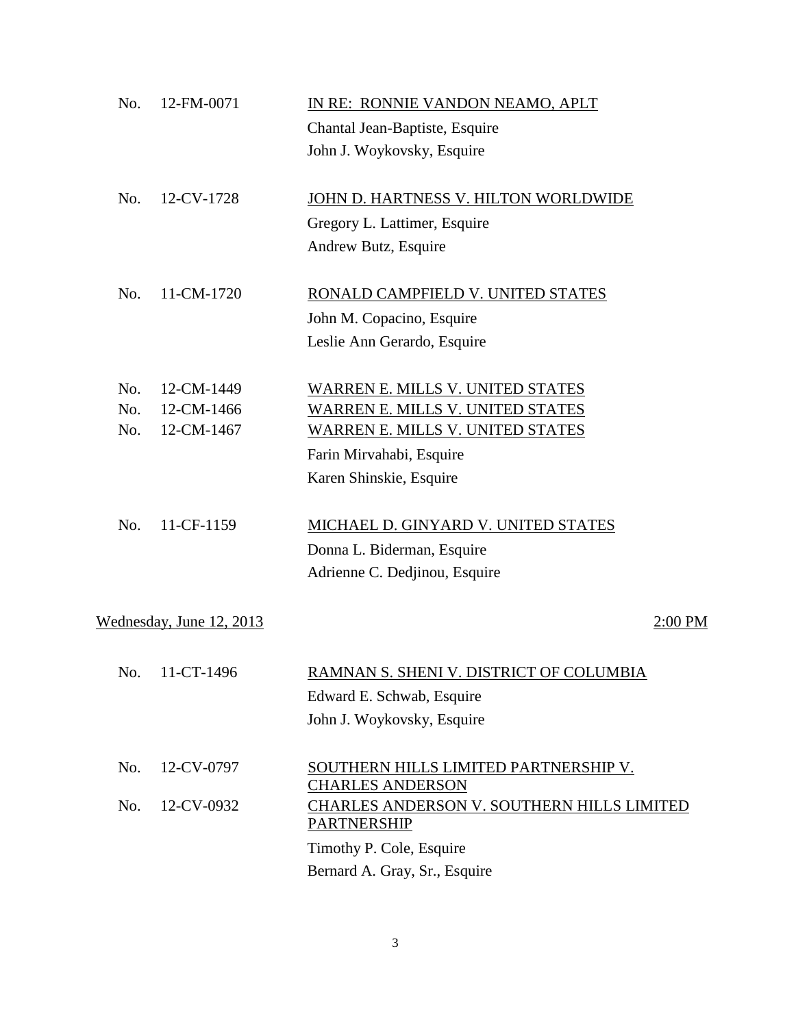No. 12-FM-0071 — IN RE: RONNIE VANDON NEAMO, APLT

Chantal Jean-Baptiste, Esquire
John J. Woykovsky, Esquire

No. 12-CV-1728 — JOHN D. HARTNESS V. HILTON WORLDWIDE

Gregory L. Lattimer, Esquire
Andrew Butz, Esquire

No. 11-CM-1720 — RONALD CAMPFIELD V. UNITED STATES

John M. Copacino, Esquire
Leslie Ann Gerardo, Esquire

No. 12-CM-1449 — WARREN E. MILLS V. UNITED STATES
No. 12-CM-1466 — WARREN E. MILLS V. UNITED STATES
No. 12-CM-1467 — WARREN E. MILLS V. UNITED STATES

Farin Mirvahabi, Esquire
Karen Shinskie, Esquire

No. 11-CF-1159 — MICHAEL D. GINYARD V. UNITED STATES

Donna L. Biderman, Esquire
Adrienne C. Dedjinou, Esquire

Wednesday, June 12, 2013 — 2:00 PM

No. 11-CT-1496 — RAMNAN S. SHENI V. DISTRICT OF COLUMBIA

Edward E. Schwab, Esquire
John J. Woykovsky, Esquire

No. 12-CV-0797 — SOUTHERN HILLS LIMITED PARTNERSHIP V. CHARLES ANDERSON
No. 12-CV-0932 — CHARLES ANDERSON V. SOUTHERN HILLS LIMITED PARTNERSHIP

Timothy P. Cole, Esquire
Bernard A. Gray, Sr., Esquire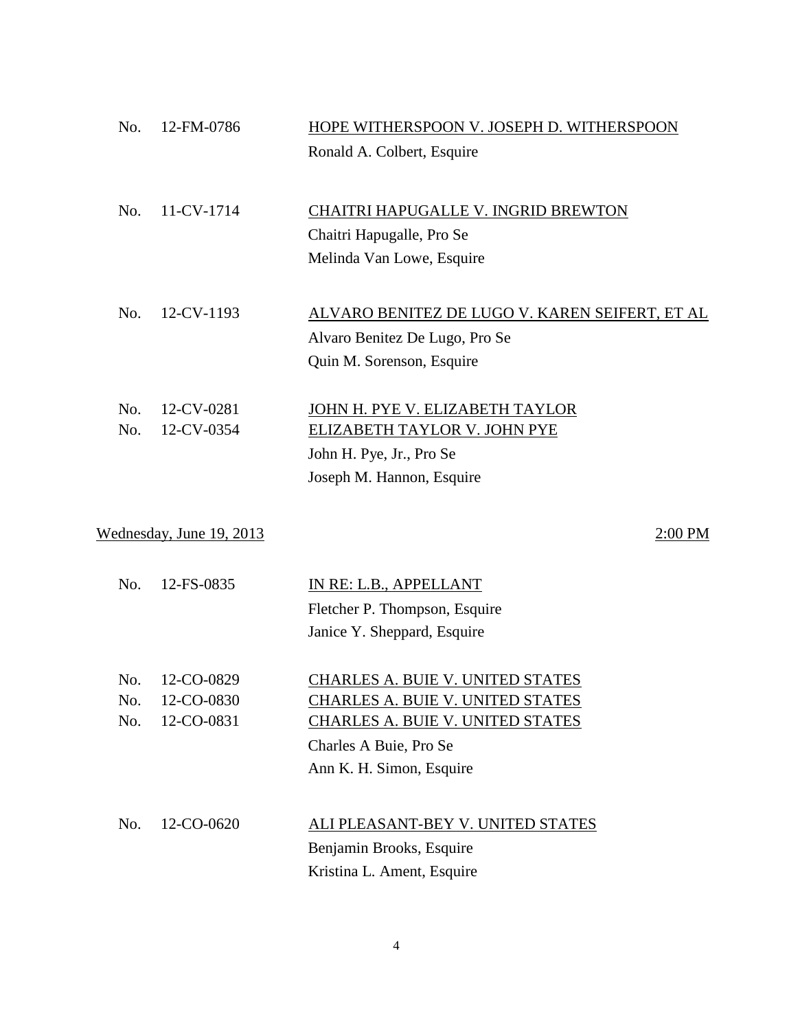No. 12-FM-0786 — <u>HOPE WITHERSPOON V. JOSEPH D. WITHERSPOON</u>

Ronald A. Colbert, Esquire

No. 11-CV-1714 — <u>CHAITRI HAPUGALLE V. INGRID BREWTON</u>

Chaitri Hapugalle, Pro Se
Melinda Van Lowe, Esquire

No. 12-CV-1193 — <u>ALVARO BENITEZ DE LUGO V. KAREN SEIFERT, ET AL</u>

Alvaro Benitez De Lugo, Pro Se
Quin M. Sorenson, Esquire

No. 12-CV-0281 — <u>JOHN H. PYE V. ELIZABETH TAYLOR</u>
No. 12-CV-0354 — <u>ELIZABETH TAYLOR V. JOHN PYE</u>

John H. Pye, Jr., Pro Se
Joseph M. Hannon, Esquire

<u>Wednesday, June 19, 2013</u> — <u>2:00 PM</u>

No. 12-FS-0835 — <u>IN RE: L.B., APPELLANT</u>

Fletcher P. Thompson, Esquire
Janice Y. Sheppard, Esquire

No. 12-CO-0829 — <u>CHARLES A. BUIE V. UNITED STATES</u>
No. 12-CO-0830 — <u>CHARLES A. BUIE V. UNITED STATES</u>
No. 12-CO-0831 — <u>CHARLES A. BUIE V. UNITED STATES</u>

Charles A Buie, Pro Se
Ann K. H. Simon, Esquire

No. 12-CO-0620 — <u>ALI PLEASANT-BEY V. UNITED STATES</u>

Benjamin Brooks, Esquire
Kristina L. Ament, Esquire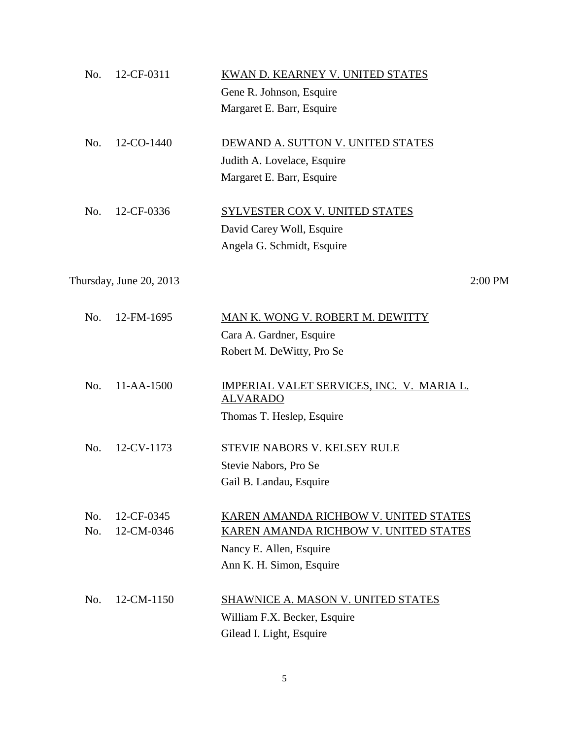No. 12-CF-0311 <u>KWAN D. KEARNEY V. UNITED STATES</u>
Gene R. Johnson, Esquire
Margaret E. Barr, Esquire

No. 12-CO-1440 <u>DEWAND A. SUTTON V. UNITED STATES</u>
Judith A. Lovelace, Esquire
Margaret E. Barr, Esquire

No. 12-CF-0336 <u>SYLVESTER COX V. UNITED STATES</u>
David Carey Woll, Esquire
Angela G. Schmidt, Esquire

<u>Thursday, June 20, 2013</u> <u>2:00 PM</u>

No. 12-FM-1695 <u>MAN K. WONG V. ROBERT M. DEWITTY</u>
Cara A. Gardner, Esquire
Robert M. DeWitty, Pro Se

No. 11-AA-1500 <u>IMPERIAL VALET SERVICES, INC. V. MARIA L. ALVARADO</u>
Thomas T. Heslep, Esquire

No. 12-CV-1173 <u>STEVIE NABORS V. KELSEY RULE</u>
Stevie Nabors, Pro Se
Gail B. Landau, Esquire

No. 12-CF-0345 <u>KAREN AMANDA RICHBOW V. UNITED STATES</u>
No. 12-CM-0346 <u>KAREN AMANDA RICHBOW V. UNITED STATES</u>
Nancy E. Allen, Esquire
Ann K. H. Simon, Esquire

No. 12-CM-1150 <u>SHAWNICE A. MASON V. UNITED STATES</u>
William F.X. Becker, Esquire
Gilead I. Light, Esquire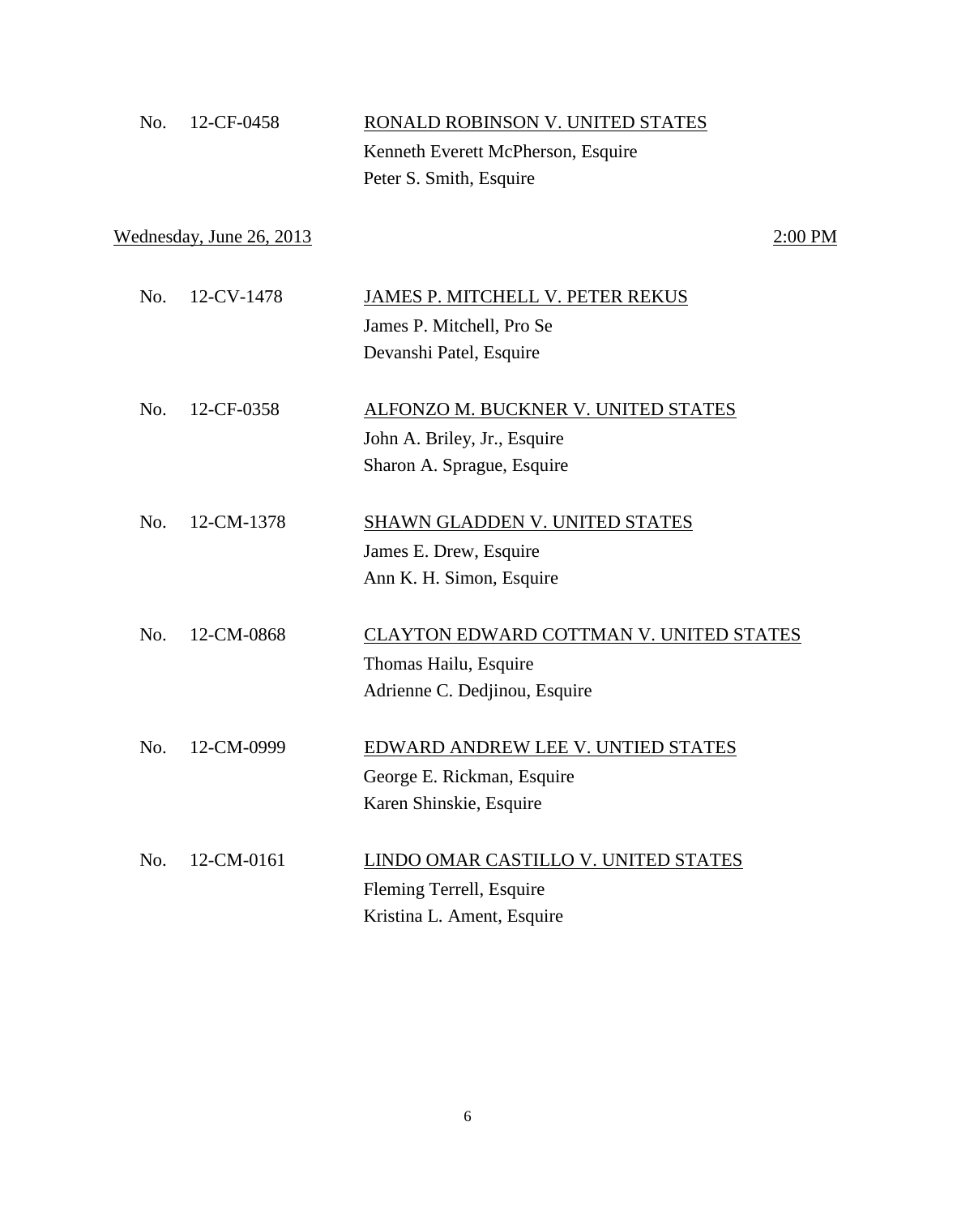No. 12-CF-0458 — RONALD ROBINSON V. UNITED STATES
Kenneth Everett McPherson, Esquire
Peter S. Smith, Esquire

Wednesday, June 26, 2013 — 2:00 PM

No. 12-CV-1478 — JAMES P. MITCHELL V. PETER REKUS
James P. Mitchell, Pro Se
Devanshi Patel, Esquire

No. 12-CF-0358 — ALFONZO M. BUCKNER V. UNITED STATES
John A. Briley, Jr., Esquire
Sharon A. Sprague, Esquire

No. 12-CM-1378 — SHAWN GLADDEN V. UNITED STATES
James E. Drew, Esquire
Ann K. H. Simon, Esquire

No. 12-CM-0868 — CLAYTON EDWARD COTTMAN V. UNITED STATES
Thomas Hailu, Esquire
Adrienne C. Dedjinou, Esquire

No. 12-CM-0999 — EDWARD ANDREW LEE V. UNTIED STATES
George E. Rickman, Esquire
Karen Shinskie, Esquire

No. 12-CM-0161 — LINDO OMAR CASTILLO V. UNITED STATES
Fleming Terrell, Esquire
Kristina L. Ament, Esquire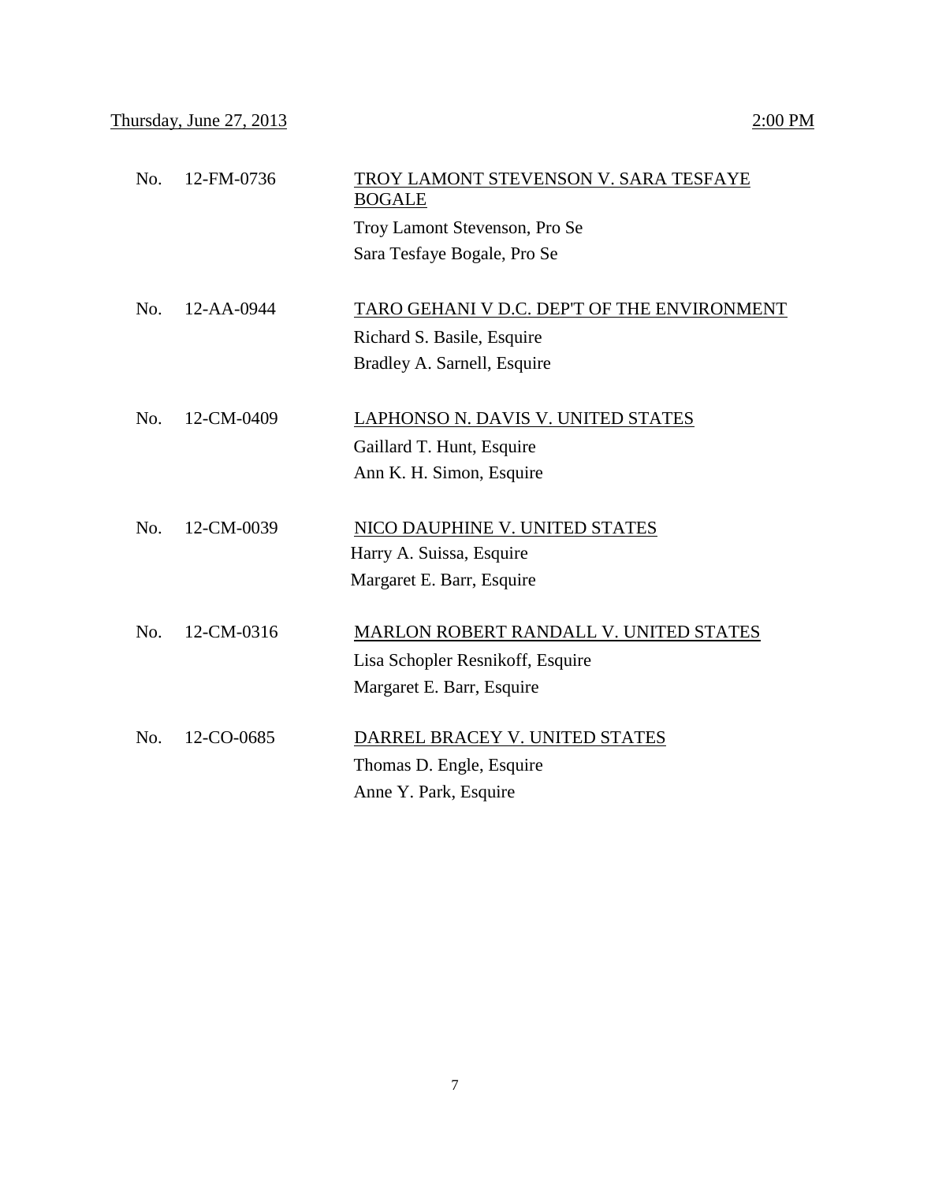Thursday, June 27, 2013 2:00 PM

No. 12-FM-0736 TROY LAMONT STEVENSON V. SARA TESFAYE BOGALE

Troy Lamont Stevenson, Pro Se

Sara Tesfaye Bogale, Pro Se

No. 12-AA-0944 TARO GEHANI V D.C. DEP'T OF THE ENVIRONMENT

Richard S. Basile, Esquire

Bradley A. Sarnell, Esquire

No. 12-CM-0409 LAPHONSO N. DAVIS V. UNITED STATES

Gaillard T. Hunt, Esquire

Ann K. H. Simon, Esquire

No. 12-CM-0039 NICO DAUPHINE V. UNITED STATES

Harry A. Suissa, Esquire

Margaret E. Barr, Esquire

No. 12-CM-0316 MARLON ROBERT RANDALL V. UNITED STATES

Lisa Schopler Resnikoff, Esquire

Margaret E. Barr, Esquire

No. 12-CO-0685 DARREL BRACEY V. UNITED STATES

Thomas D. Engle, Esquire

Anne Y. Park, Esquire